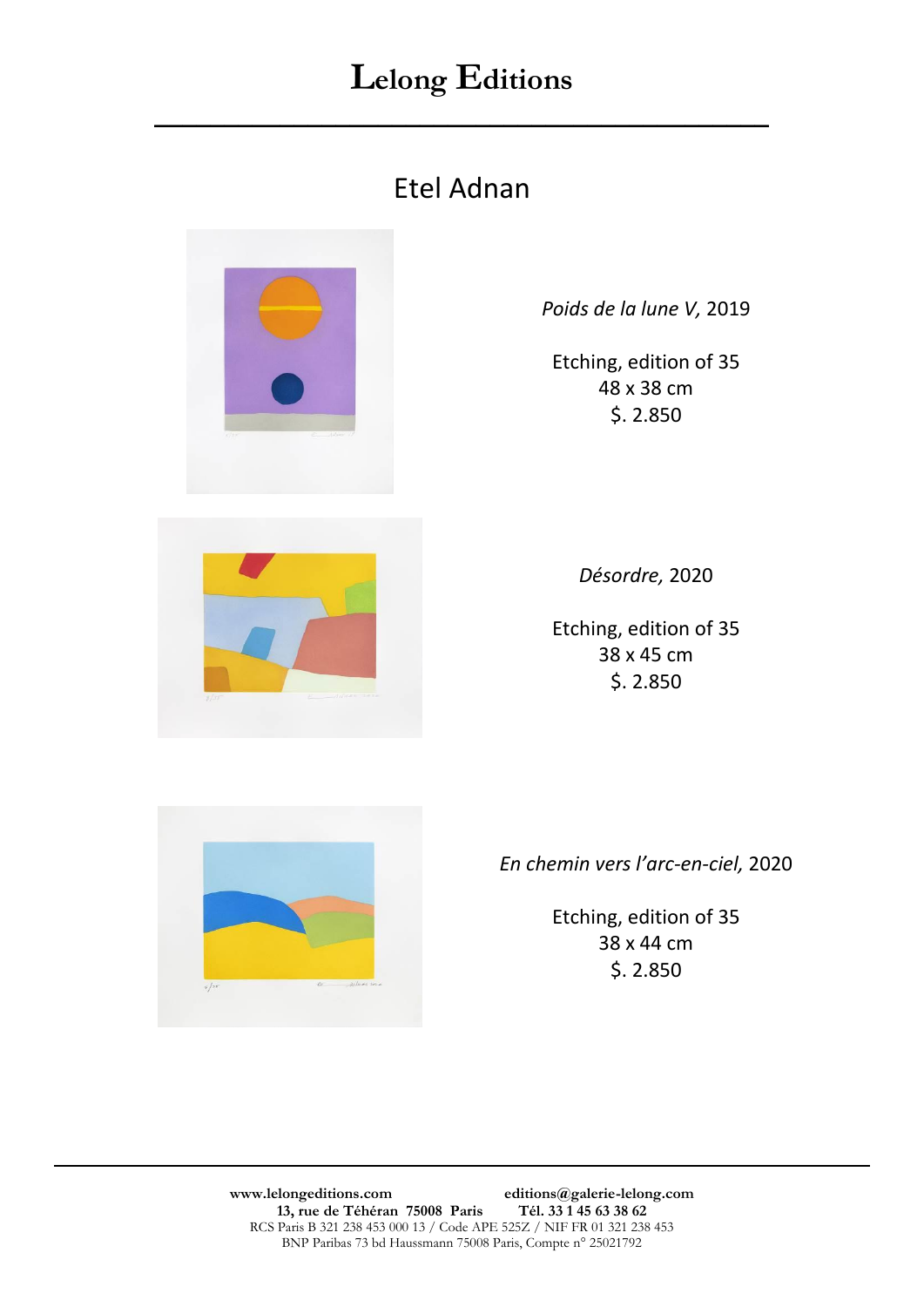# Lelong Editions

## Etel Adnan

*Poids de la lune V,* 2019

Etching, edition of 35
48 x 38 cm
$. 2.850

*Désordre,* 2020

Etching, edition of 35
38 x 45 cm
$. 2.850

*En chemin vers l'arc-en-ciel,* 2020

Etching, edition of 35
38 x 44 cm
$. 2.850

**www.lelongeditions.com** **editions@galerie-lelong.com**
**13, rue de Téhéran 75008 Paris** **Tél. 33 1 45 63 38 62**
RCS Paris B 321 238 453 000 13 / Code APE 525Z / NIF FR 01 321 238 453
BNP Paribas 73 bd Haussmann 75008 Paris, Compte n° 25021792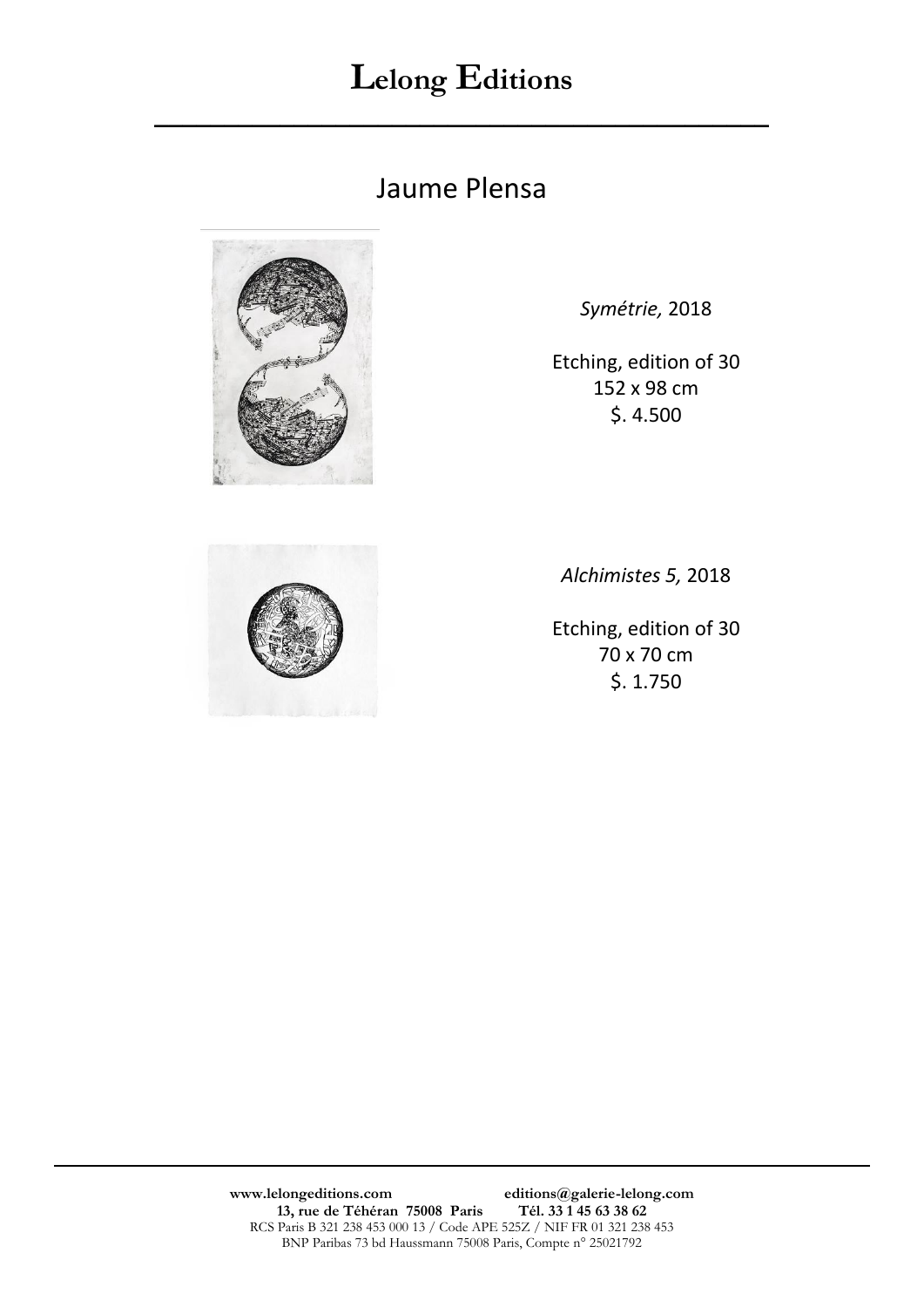# **Lelong Editions**

## Jaume Plensa

*Symétrie,* 2018

Etching, edition of 30
152 x 98 cm
$. 4.500

*Alchimistes 5,* 2018

Etching, edition of 30
70 x 70 cm
$. 1.750

**www.lelongeditions.com** **editions@galerie-lelong.com**
**13, rue de Téhéran 75008 Paris** **Tél. 33 1 45 63 38 62**
RCS Paris B 321 238 453 000 13 / Code APE 525Z / NIF FR 01 321 238 453
BNP Paribas 73 bd Haussmann 75008 Paris, Compte n° 25021792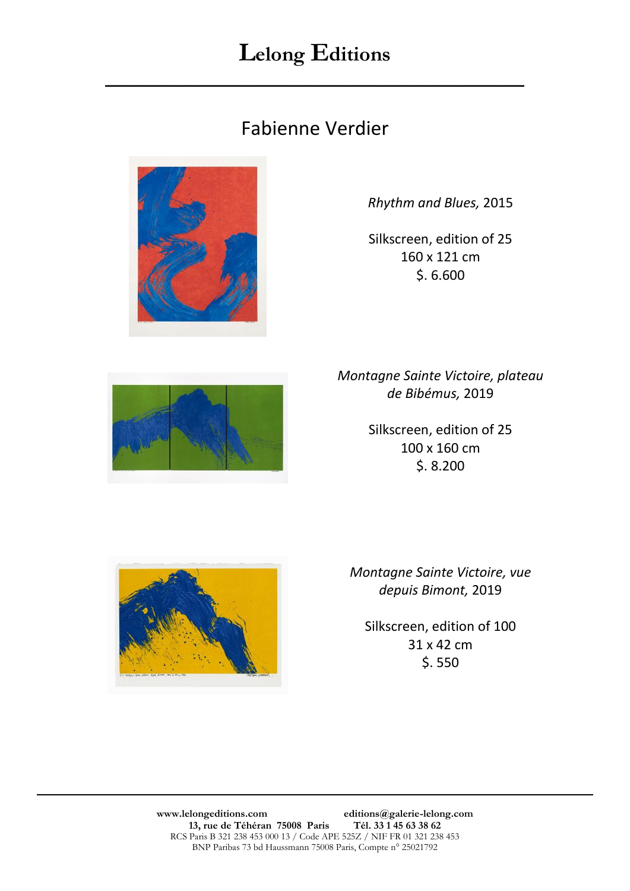# Lelong Editions

## Fabienne Verdier

*Rhythm and Blues,* 2015

Silkscreen, edition of 25
160 x 121 cm
$. 6.600

*Montagne Sainte Victoire, plateau de Bibémus,* 2019

Silkscreen, edition of 25
100 x 160 cm
$. 8.200

*Montagne Sainte Victoire, vue depuis Bimont,* 2019

Silkscreen, edition of 100
31 x 42 cm
$. 550

**www.lelongeditions.com** **editions@galerie-lelong.com**
**13, rue de Téhéran 75008 Paris** **Tél. 33 1 45 63 38 62**
RCS Paris B 321 238 453 000 13 / Code APE 525Z / NIF FR 01 321 238 453
BNP Paribas 73 bd Haussmann 75008 Paris, Compte n° 25021792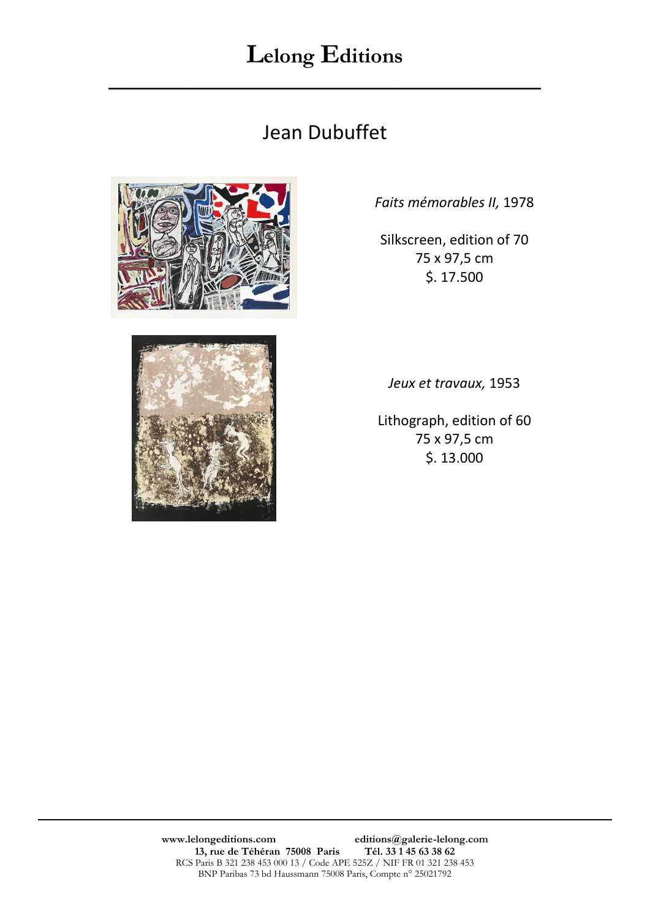# Lelong Editions

## Jean Dubuffet

*Faits mémorables II,* 1978

Silkscreen, edition of 70
75 x 97,5 cm
$. 17.500

*Jeux et travaux,* 1953

Lithograph, edition of 60
75 x 97,5 cm
$. 13.000

**www.lelongeditions.com** **editions@galerie-lelong.com**
**13, rue de Téhéran 75008 Paris** **Tél. 33 1 45 63 38 62**
RCS Paris B 321 238 453 000 13 / Code APE 525Z / NIF FR 01 321 238 453
BNP Paribas 73 bd Haussmann 75008 Paris, Compte n° 25021792